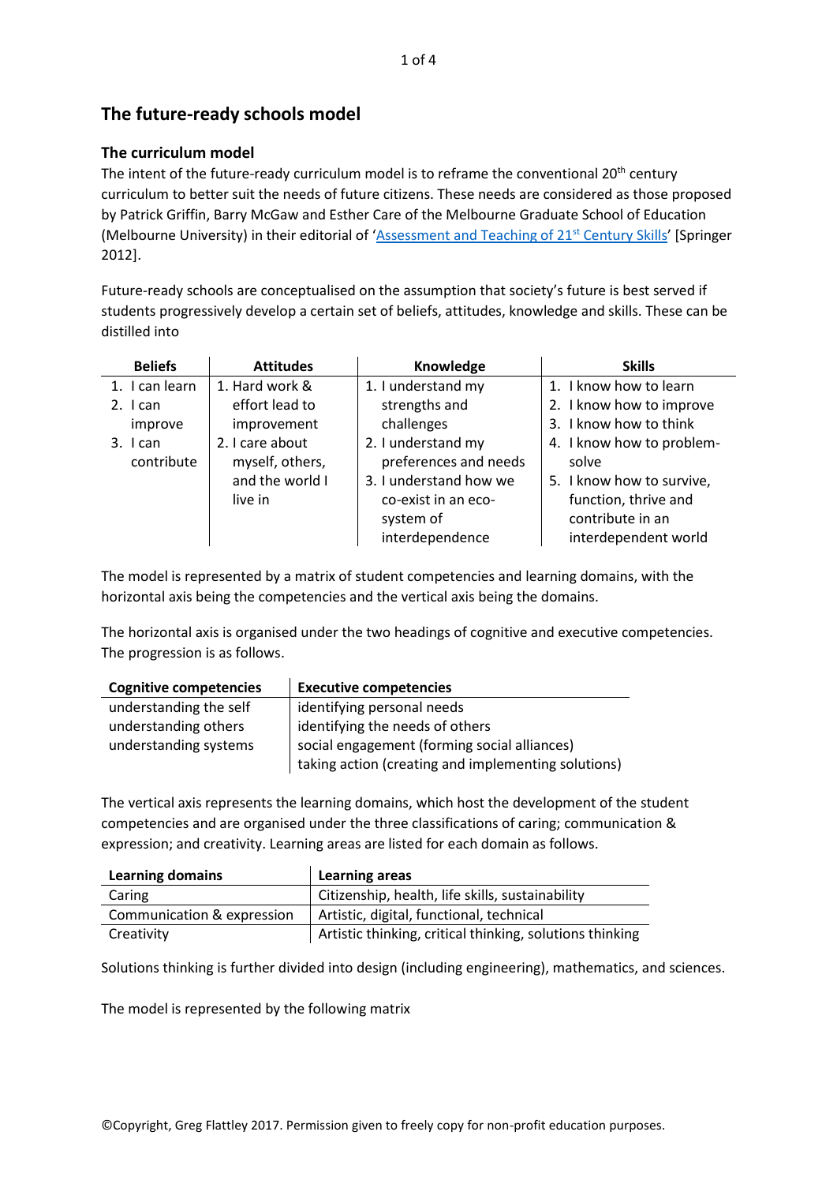# The future-ready schools model

## The curriculum model

The intent of the future-ready curriculum model is to reframe the conventional 20th century curriculum to better suit the needs of future citizens. These needs are considered as those proposed by Patrick Griffin, Barry McGaw and Esther Care of the Melbourne Graduate School of Education (Melbourne University) in their editorial of '[Assessment and Teaching of 21st Century Skills]' [Springer 2012].

Future-ready schools are conceptualised on the assumption that society's future is best served if students progressively develop a certain set of beliefs, attitudes, knowledge and skills. These can be distilled into

| Beliefs | Attitudes | Knowledge | Skills |
|---|---|---|---|
| 1. I can learn<br>2. I can improve<br>3. I can contribute | 1. Hard work & effort lead to improvement<br>2. I care about myself, others, and the world I live in | 1. I understand my strengths and challenges<br>2. I understand my preferences and needs<br>3. I understand how we co-exist in an eco-system of interdependence | 1. I know how to learn<br>2. I know how to improve<br>3. I know how to think<br>4. I know how to problem-solve<br>5. I know how to survive, function, thrive and contribute in an interdependent world |

The model is represented by a matrix of student competencies and learning domains, with the horizontal axis being the competencies and the vertical axis being the domains.

The horizontal axis is organised under the two headings of cognitive and executive competencies. The progression is as follows.

| Cognitive competencies | Executive competencies |
|---|---|
| understanding the self | identifying personal needs |
| understanding others | identifying the needs of others |
| understanding systems | social engagement (forming social alliances) |
| | taking action (creating and implementing solutions) |

The vertical axis represents the learning domains, which host the development of the student competencies and are organised under the three classifications of caring; communication & expression; and creativity. Learning areas are listed for each domain as follows.

| Learning domains | Learning areas |
|---|---|
| Caring | Citizenship, health, life skills, sustainability |
| Communication & expression | Artistic, digital, functional, technical |
| Creativity | Artistic thinking, critical thinking, solutions thinking |

Solutions thinking is further divided into design (including engineering), mathematics, and sciences.

The model is represented by the following matrix

©Copyright, Greg Flattley 2017. Permission given to freely copy for non-profit education purposes.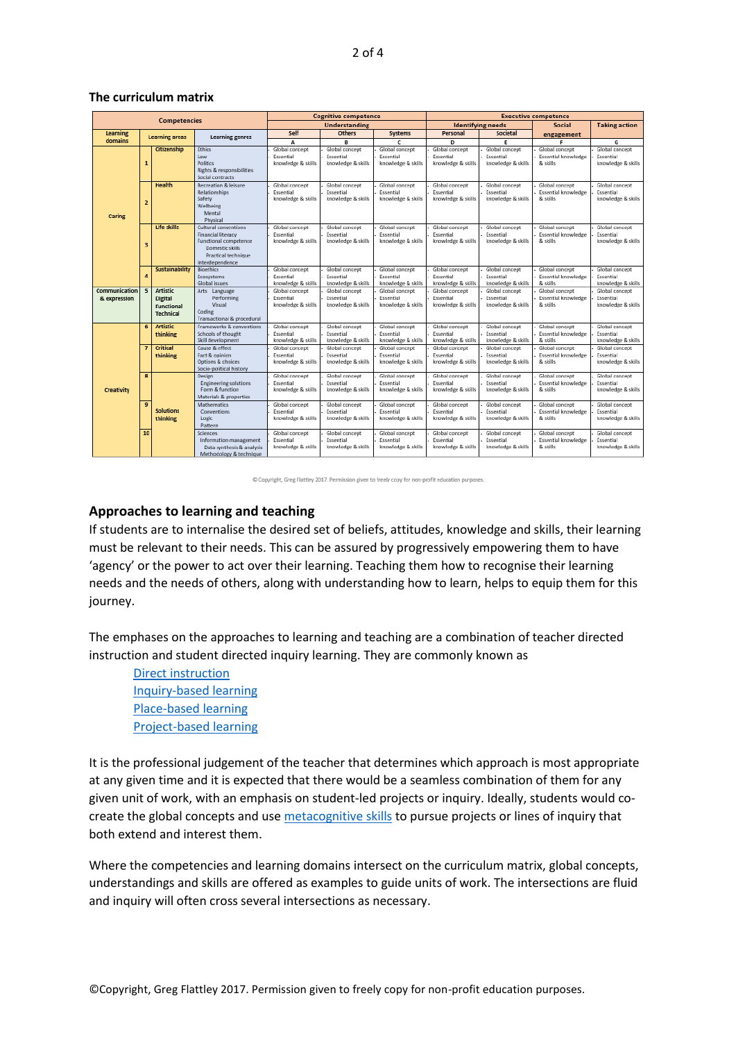### The curriculum matrix

| Competencies | | | | Cognitive competence | | | Executive competence | | | |
|---|---|---|---|---|---|---|---|---|---|---|
| | | | | Understanding | | | Identifying needs | | Social engagement | Taking action |
| Learning domains | Learning areas | | Learning genres | Self | Others | Systems | Personal | Societal | | |
| | | | | A | B | C | D | E | F | G |
| Caring | 1 | Citizenship | Ethics<br>Law<br>Politics<br>Rights & responsibilities<br>Social contracts | - Global concept<br>- Essential knowledge & skills | - Global concept<br>- Essential knowledge & skills | - Global concept<br>- Essential knowledge & skills | - Global concept<br>- Essential knowledge & skills | - Global concept<br>- Essential knowledge & skills | - Global concept<br>- Essential knowledge & skills | - Global concept<br>- Essential knowledge & skills |
| | 2 | Health | Recreation & leisure<br>Relationships<br>Safety<br>Wellbeing<br>Mental<br>Physical | - Global concept<br>- Essential knowledge & skills | - Global concept<br>- Essential knowledge & skills | - Global concept<br>- Essential knowledge & skills | - Global concept<br>- Essential knowledge & skills | - Global concept<br>- Essential knowledge & skills | - Global concept<br>- Essential knowledge & skills | - Global concept<br>- Essential knowledge & skills |
| | 3 | Life skills | Cultural conventions<br>Financial literacy<br>Functional competence<br>Domestic skills<br>Practical technique<br>Interdependence | - Global concept<br>- Essential knowledge & skills | - Global concept<br>- Essential knowledge & skills | - Global concept<br>- Essential knowledge & skills | - Global concept<br>- Essential knowledge & skills | - Global concept<br>- Essential knowledge & skills | - Global concept<br>- Essential knowledge & skills | - Global concept<br>- Essential knowledge & skills |
| | 4 | Sustainability | Bioethics<br>Ecosystems<br>Global issues | - Global concept<br>- Essential knowledge & skills | - Global concept<br>- Essential knowledge & skills | - Global concept<br>- Essential knowledge & skills | - Global concept<br>- Essential knowledge & skills | - Global concept<br>- Essential knowledge & skills | - Global concept<br>- Essential knowledge & skills | - Global concept<br>- Essential knowledge & skills |
| Communication & expression | 5 | Artistic<br>Digital<br>Functional<br>Technical | Arts Language<br>Performing<br>Visual<br>Coding<br>Transactional & procedural | - Global concept<br>- Essential knowledge & skills | - Global concept<br>- Essential knowledge & skills | - Global concept<br>- Essential knowledge & skills | - Global concept<br>- Essential knowledge & skills | - Global concept<br>- Essential knowledge & skills | - Global concept<br>- Essential knowledge & skills | - Global concept<br>- Essential knowledge & skills |
| Creativity | 6 | Artistic thinking | Frameworks & conventions<br>Schools of thought<br>Skill development | - Global concept<br>- Essential knowledge & skills | - Global concept<br>- Essential knowledge & skills | - Global concept<br>- Essential knowledge & skills | - Global concept<br>- Essential knowledge & skills | - Global concept<br>- Essential knowledge & skills | - Global concept<br>- Essential knowledge & skills | - Global concept<br>- Essential knowledge & skills |
| | 7 | Critical thinking | Cause & effect<br>Fact & opinion<br>Options & choices<br>Socio-political history | - Global concept<br>- Essential knowledge & skills | - Global concept<br>- Essential knowledge & skills | - Global concept<br>- Essential knowledge & skills | - Global concept<br>- Essential knowledge & skills | - Global concept<br>- Essential knowledge & skills | - Global concept<br>- Essential knowledge & skills | - Global concept<br>- Essential knowledge & skills |
| | 8 | Solutions thinking | Design<br>Engineering solutions<br>Form & function<br>Materials & properties | - Global concept<br>- Essential knowledge & skills | - Global concept<br>- Essential knowledge & skills | - Global concept<br>- Essential knowledge & skills | - Global concept<br>- Essential knowledge & skills | - Global concept<br>- Essential knowledge & skills | - Global concept<br>- Essential knowledge & skills | - Global concept<br>- Essential knowledge & skills |
| | 9 | | Mathematics<br>Conventions<br>Logic<br>Pattern | - Global concept<br>- Essential knowledge & skills | - Global concept<br>- Essential knowledge & skills | - Global concept<br>- Essential knowledge & skills | - Global concept<br>- Essential knowledge & skills | - Global concept<br>- Essential knowledge & skills | - Global concept<br>- Essential knowledge & skills | - Global concept<br>- Essential knowledge & skills |
| | 10 | | Sciences<br>Information management<br>Data synthesis & analysis<br>Methodology & technique | - Global concept<br>- Essential knowledge & skills | - Global concept<br>- Essential knowledge & skills | - Global concept<br>- Essential knowledge & skills | - Global concept<br>- Essential knowledge & skills | - Global concept<br>- Essential knowledge & skills | - Global concept<br>- Essential knowledge & skills | - Global concept<br>- Essential knowledge & skills |

© Copyright, Greg Flattley 2017. Permission given to freely copy for non-profit education purposes.

### Approaches to learning and teaching

If students are to internalise the desired set of beliefs, attitudes, knowledge and skills, their learning must be relevant to their needs. This can be assured by progressively empowering them to have 'agency' or the power to act over their learning. Teaching them how to recognise their learning needs and the needs of others, along with understanding how to learn, helps to equip them for this journey.

The emphases on the approaches to learning and teaching are a combination of teacher directed instruction and student directed inquiry learning. They are commonly known as

- Direct instruction
- Inquiry-based learning
- Place-based learning
- Project-based learning

It is the professional judgement of the teacher that determines which approach is most appropriate at any given time and it is expected that there would be a seamless combination of them for any given unit of work, with an emphasis on student-led projects or inquiry. Ideally, students would co-create the global concepts and use metacognitive skills to pursue projects or lines of inquiry that both extend and interest them.

Where the competencies and learning domains intersect on the curriculum matrix, global concepts, understandings and skills are offered as examples to guide units of work. The intersections are fluid and inquiry will often cross several intersections as necessary.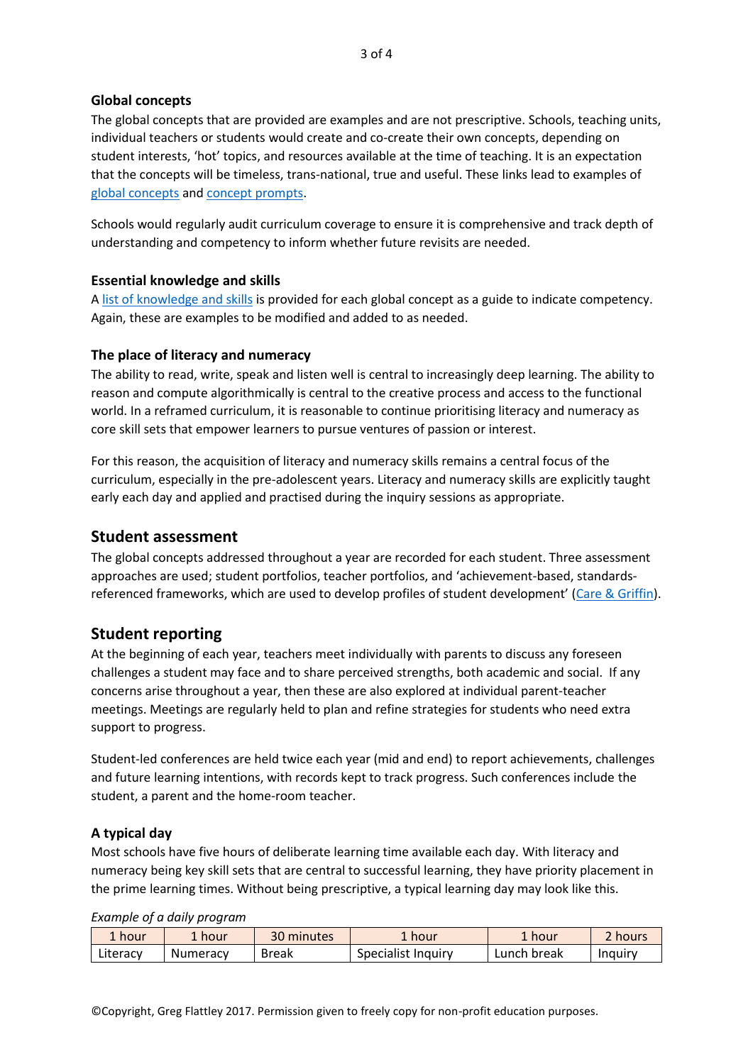### Global concepts

The global concepts that are provided are examples and are not prescriptive. Schools, teaching units, individual teachers or students would create and co-create their own concepts, depending on student interests, 'hot' topics, and resources available at the time of teaching. It is an expectation that the concepts will be timeless, trans-national, true and useful. These links lead to examples of global concepts and concept prompts.

Schools would regularly audit curriculum coverage to ensure it is comprehensive and track depth of understanding and competency to inform whether future revisits are needed.

### Essential knowledge and skills

A list of knowledge and skills is provided for each global concept as a guide to indicate competency. Again, these are examples to be modified and added to as needed.

### The place of literacy and numeracy

The ability to read, write, speak and listen well is central to increasingly deep learning. The ability to reason and compute algorithmically is central to the creative process and access to the functional world. In a reframed curriculum, it is reasonable to continue prioritising literacy and numeracy as core skill sets that empower learners to pursue ventures of passion or interest.

For this reason, the acquisition of literacy and numeracy skills remains a central focus of the curriculum, especially in the pre-adolescent years. Literacy and numeracy skills are explicitly taught early each day and applied and practised during the inquiry sessions as appropriate.

## Student assessment

The global concepts addressed throughout a year are recorded for each student. Three assessment approaches are used; student portfolios, teacher portfolios, and 'achievement-based, standards-referenced frameworks, which are used to develop profiles of student development' (Care & Griffin).

## Student reporting

At the beginning of each year, teachers meet individually with parents to discuss any foreseen challenges a student may face and to share perceived strengths, both academic and social. If any concerns arise throughout a year, then these are also explored at individual parent-teacher meetings. Meetings are regularly held to plan and refine strategies for students who need extra support to progress.

Student-led conferences are held twice each year (mid and end) to report achievements, challenges and future learning intentions, with records kept to track progress. Such conferences include the student, a parent and the home-room teacher.

### A typical day

Most schools have five hours of deliberate learning time available each day. With literacy and numeracy being key skill sets that are central to successful learning, they have priority placement in the prime learning times. Without being prescriptive, a typical learning day may look like this.

*Example of a daily program*

| 1 hour | 1 hour | 30 minutes | 1 hour | 1 hour | 2 hours |
|---|---|---|---|---|---|
| Literacy | Numeracy | Break | Specialist Inquiry | Lunch break | Inquiry |

©Copyright, Greg Flattley 2017. Permission given to freely copy for non-profit education purposes.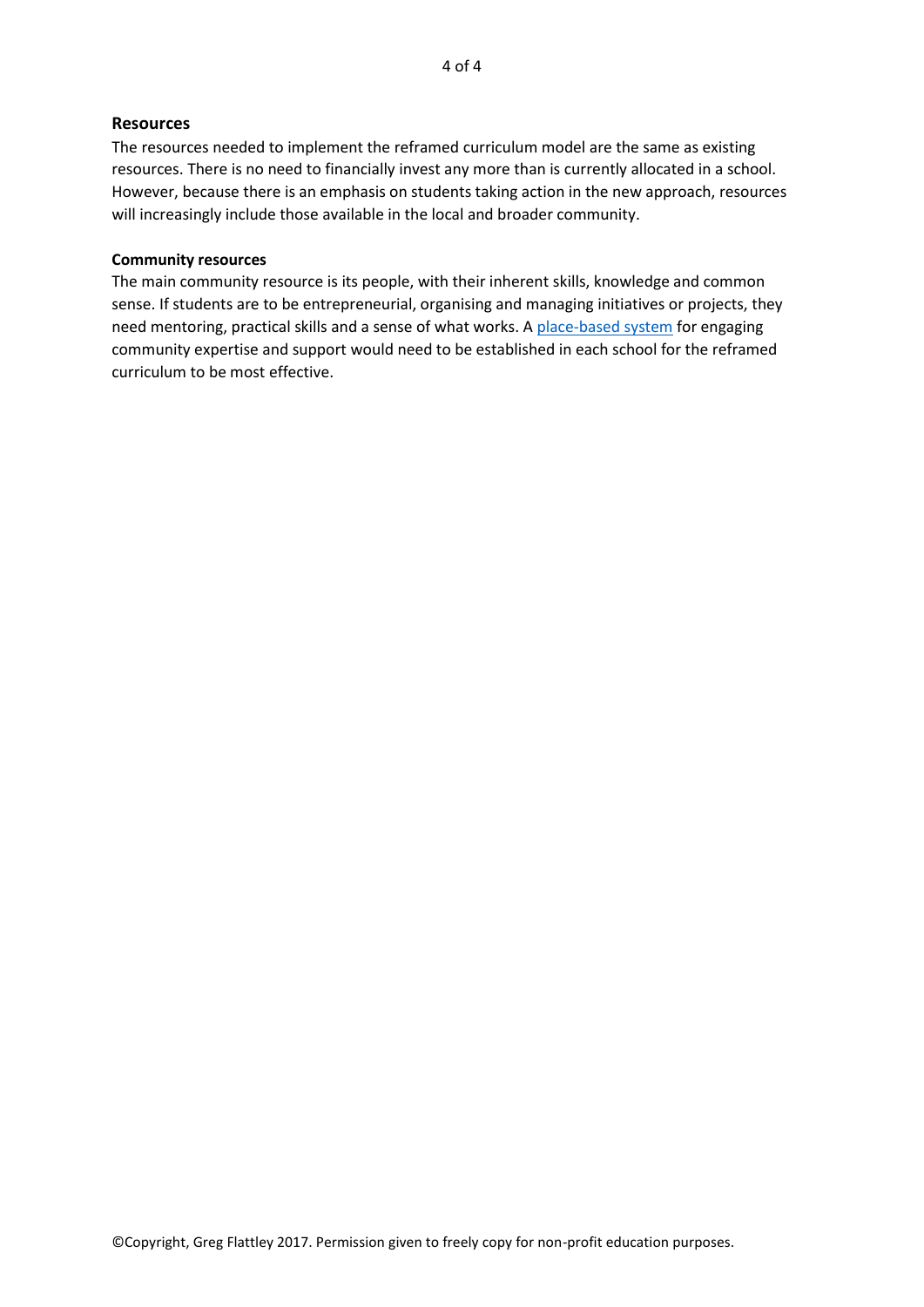## Resources

The resources needed to implement the reframed curriculum model are the same as existing resources. There is no need to financially invest any more than is currently allocated in a school. However, because there is an emphasis on students taking action in the new approach, resources will increasingly include those available in the local and broader community.

### Community resources

The main community resource is its people, with their inherent skills, knowledge and common sense. If students are to be entrepreneurial, organising and managing initiatives or projects, they need mentoring, practical skills and a sense of what works. A place-based system for engaging community expertise and support would need to be established in each school for the reframed curriculum to be most effective.

©Copyright, Greg Flattley 2017. Permission given to freely copy for non-profit education purposes.